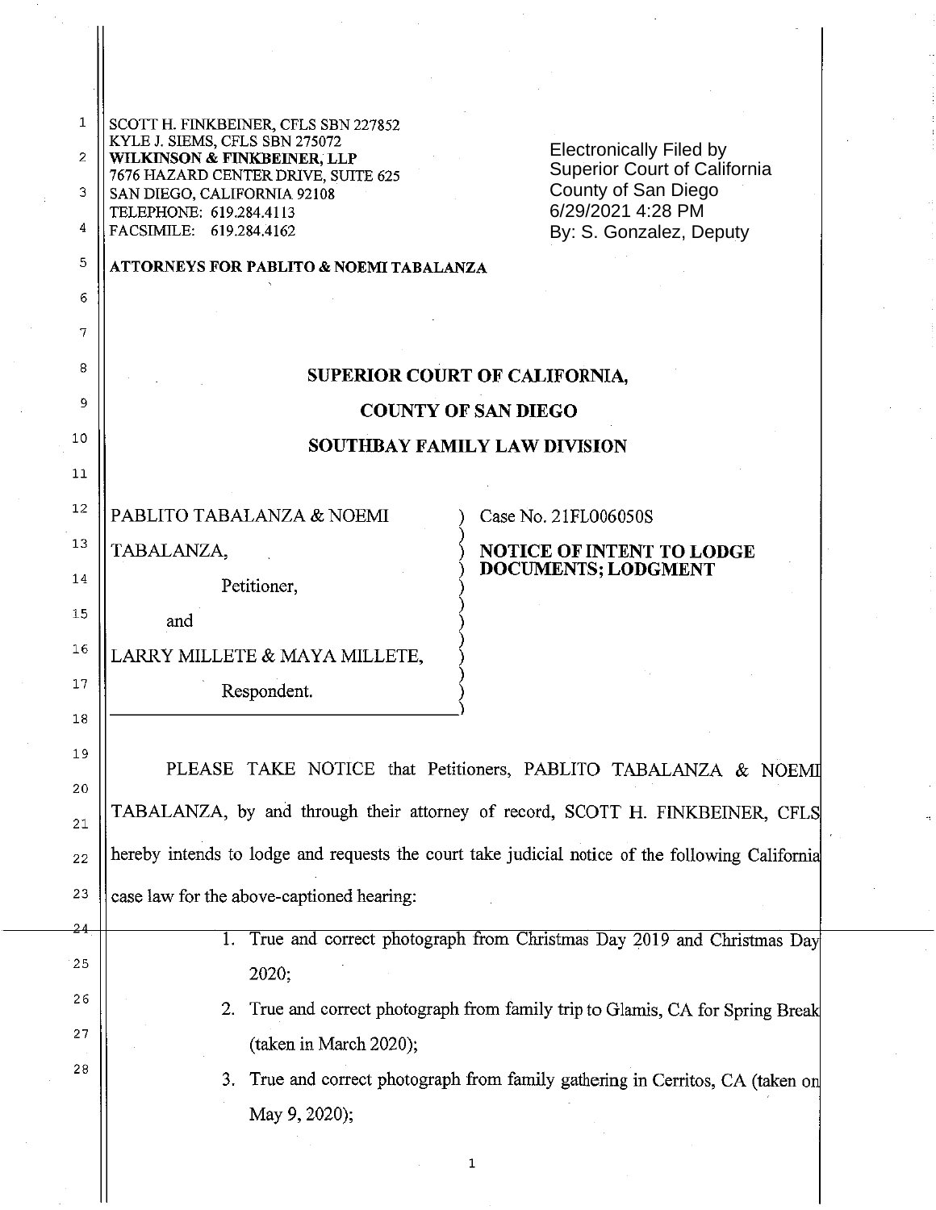SCOTT H. FINKBEINER, CFLS SBN 227852
KYLE J. SIEMS, CFLS SBN 275072
**WILKINSON & FINKBEINER, LLP**
7676 HAZARD CENTER DRIVE, SUITE 625
SAN DIEGO, CALIFORNIA 92108
TELEPHONE: 619.284.4113
FACSIMILE: 619.284.4162

**ATTORNEYS FOR PABLITO & NOEMI TABALANZA**

Electronically Filed by
Superior Court of California
County of San Diego
6/29/2021 4:28 PM
By: S. Gonzalez, Deputy

**SUPERIOR COURT OF CALIFORNIA,**

**COUNTY OF SAN DIEGO**

**SOUTHBAY FAMILY LAW DIVISION**

PABLITO TABALANZA & NOEMI TABALANZA,

Petitioner,

and

LARRY MILLETE & MAYA MILLETE,

Respondent.

Case No. 21FL006050S

**NOTICE OF INTENT TO LODGE DOCUMENTS; LODGMENT**

PLEASE TAKE NOTICE that Petitioners, PABLITO TABALANZA & NOEMI TABALANZA, by and through their attorney of record, SCOTT H. FINKBEINER, CFLS hereby intends to lodge and requests the court take judicial notice of the following California case law for the above-captioned hearing:

1. True and correct photograph from Christmas Day 2019 and Christmas Day 2020;
2. True and correct photograph from family trip to Glamis, CA for Spring Break (taken in March 2020);
3. True and correct photograph from family gathering in Cerritos, CA (taken on May 9, 2020);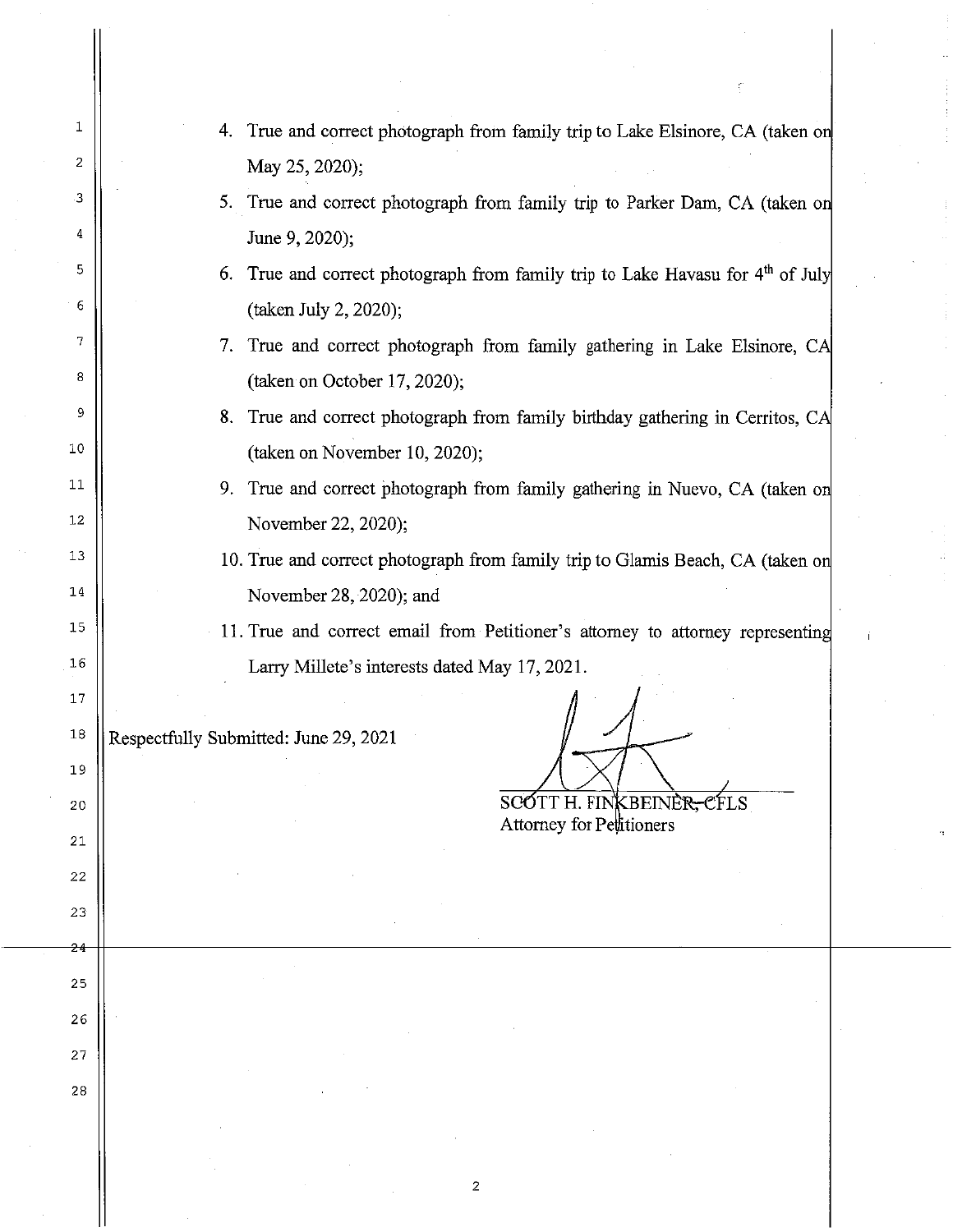4. True and correct photograph from family trip to Lake Elsinore, CA (taken on May 25, 2020);
5. True and correct photograph from family trip to Parker Dam, CA (taken on June 9, 2020);
6. True and correct photograph from family trip to Lake Havasu for 4th of July (taken July 2, 2020);
7. True and correct photograph from family gathering in Lake Elsinore, CA (taken on October 17, 2020);
8. True and correct photograph from family birthday gathering in Cerritos, CA (taken on November 10, 2020);
9. True and correct photograph from family gathering in Nuevo, CA (taken on November 22, 2020);
10. True and correct photograph from family trip to Glamis Beach, CA (taken on November 28, 2020); and
11. True and correct email from Petitioner's attorney to attorney representing Larry Millete's interests dated May 17, 2021.

Respectfully Submitted: June 29, 2021

SCOTT H. FINKBEINER, CFLS
Attorney for Petitioners